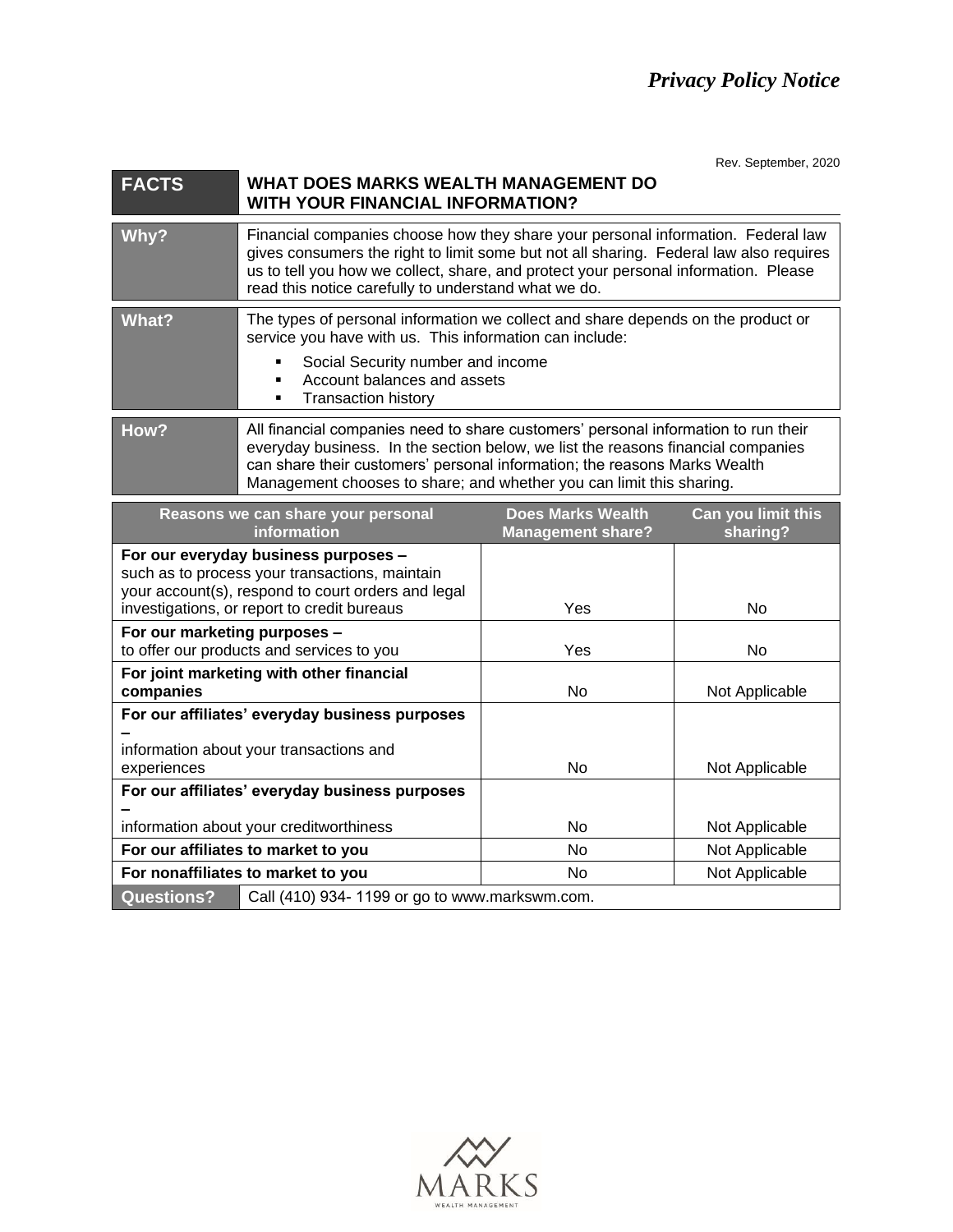# *Privacy Policy Notice*

Rev. September, 2020

| FACTS | WHAT DOES MARKS WEALTH MANAGEMENT DO WITH YOUR FINANCIAL INFORMATION? |
|---|---|
| **Why?** | Financial companies choose how they share your personal information. Federal law gives consumers the right to limit some but not all sharing. Federal law also requires us to tell you how we collect, share, and protect your personal information. Please read this notice carefully to understand what we do. |
| **What?** | The types of personal information we collect and share depends on the product or service you have with us. This information can include: <br>▪ Social Security number and income <br>▪ Account balances and assets <br>▪ Transaction history |
| **How?** | All financial companies need to share customers' personal information to run their everyday business. In the section below, we list the reasons financial companies can share their customers' personal information; the reasons Marks Wealth Management chooses to share; and whether you can limit this sharing. |

| Reasons we can share your personal information | Does Marks Wealth Management share? | Can you limit this sharing? |
|---|---|---|
| **For our everyday business purposes –** such as to process your transactions, maintain your account(s), respond to court orders and legal investigations, or report to credit bureaus | Yes | No |
| **For our marketing purposes –** to offer our products and services to you | Yes | No |
| **For joint marketing with other financial companies** | No | Not Applicable |
| **For our affiliates' everyday business purposes –** information about your transactions and experiences | No | Not Applicable |
| **For our affiliates' everyday business purposes –** information about your creditworthiness | No | Not Applicable |
| **For our affiliates to market to you** | No | Not Applicable |
| **For nonaffiliates to market to you** | No | Not Applicable |

| **Questions?** | Call (410) 934- 1199 or go to www.markswm.com. |
|---|---|

MARKS
WEALTH MANAGEMENT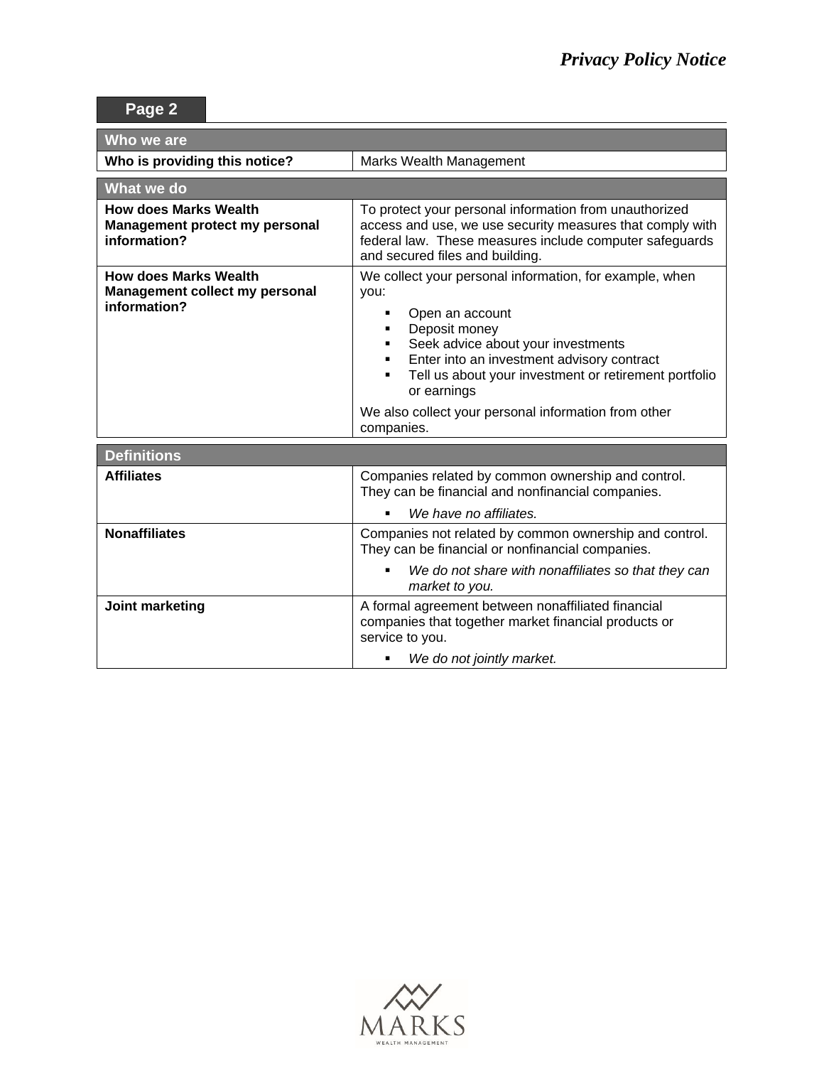**Page 2**

| Who we are | |
|---|---|
| **Who is providing this notice?** | Marks Wealth Management |

| What we do | |
|---|---|
| **How does Marks Wealth Management protect my personal information?** | To protect your personal information from unauthorized access and use, we use security measures that comply with federal law. These measures include computer safeguards and secured files and building. |
| **How does Marks Wealth Management collect my personal information?** | We collect your personal information, for example, when you: <br>▪ Open an account <br>▪ Deposit money <br>▪ Seek advice about your investments <br>▪ Enter into an investment advisory contract <br>▪ Tell us about your investment or retirement portfolio or earnings <br><br>We also collect your personal information from other companies. |

| Definitions | |
|---|---|
| **Affiliates** | Companies related by common ownership and control. They can be financial and nonfinancial companies. <br>▪ *We have no affiliates.* |
| **Nonaffiliates** | Companies not related by common ownership and control. They can be financial or nonfinancial companies. <br>▪ *We do not share with nonaffiliates so that they can market to you.* |
| **Joint marketing** | A formal agreement between nonaffiliated financial companies that together market financial products or service to you. <br>▪ *We do not jointly market.* |